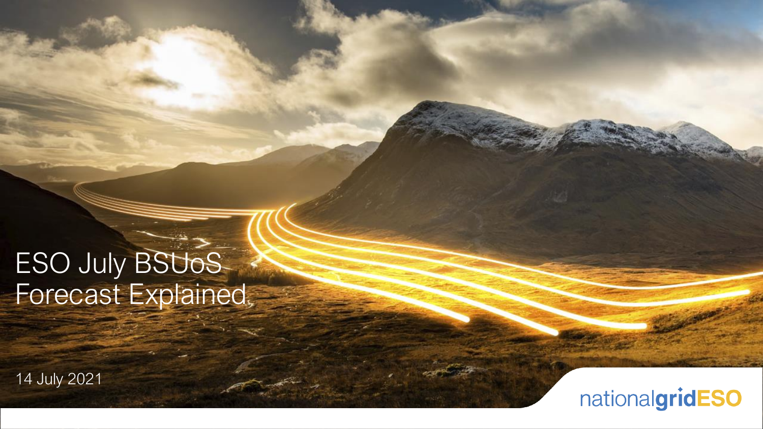# ESO July BSUoS Forecast Explained

14 July 2021

nationalgridESO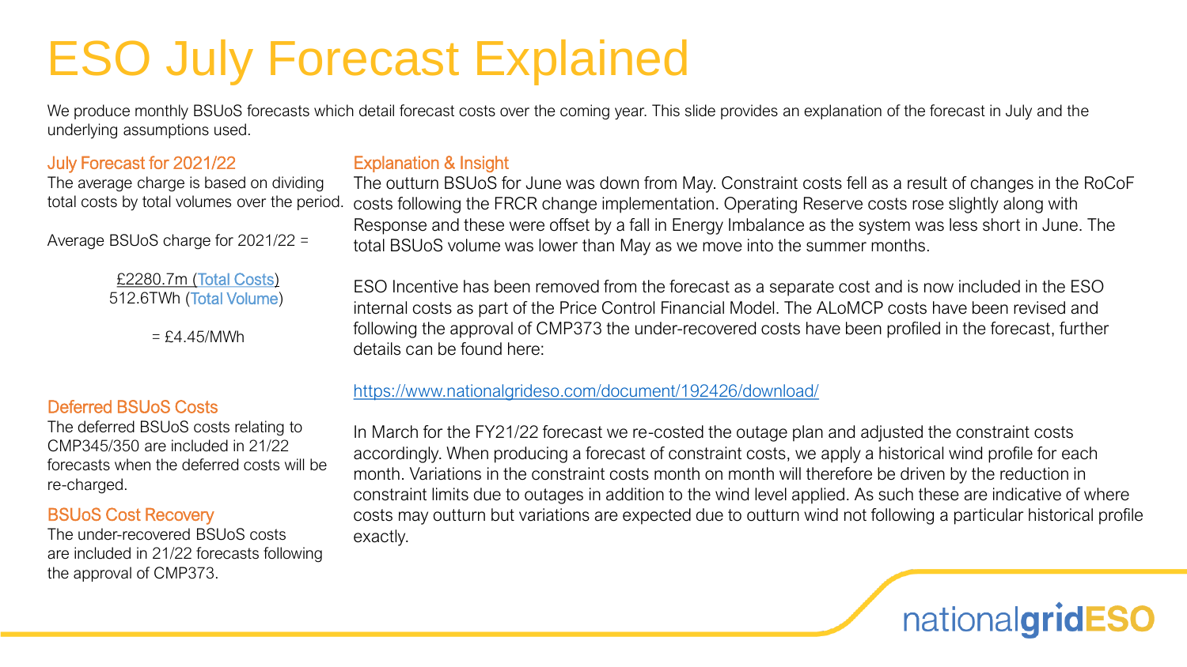# ESO July Forecast Explained

We produce monthly BSUoS forecasts which detail forecast costs over the coming year. This slide provides an explanation of the forecast in July and the underlying assumptions used.

## July Forecast for 2021/22

The average charge is based on dividing total costs by total volumes over the period.

Average BSUoS charge for 2021/22 =

£2280.7m (Total Costs)
512.6TWh (Total Volume)

= £4.45/MWh

## Deferred BSUoS Costs

The deferred BSUoS costs relating to CMP345/350 are included in 21/22 forecasts when the deferred costs will be re-charged.

## BSUoS Cost Recovery

The under-recovered BSUoS costs are included in 21/22 forecasts following the approval of CMP373.

## Explanation & Insight

The outturn BSUoS for June was down from May. Constraint costs fell as a result of changes in the RoCoF costs following the FRCR change implementation. Operating Reserve costs rose slightly along with Response and these were offset by a fall in Energy Imbalance as the system was less short in June. The total BSUoS volume was lower than May as we move into the summer months.

ESO Incentive has been removed from the forecast as a separate cost and is now included in the ESO internal costs as part of the Price Control Financial Model. The ALoMCP costs have been revised and following the approval of CMP373 the under-recovered costs have been profiled in the forecast, further details can be found here:

https://www.nationalgrideso.com/document/192426/download/

In March for the FY21/22 forecast we re-costed the outage plan and adjusted the constraint costs accordingly. When producing a forecast of constraint costs, we apply a historical wind profile for each month. Variations in the constraint costs month on month will therefore be driven by the reduction in constraint limits due to outages in addition to the wind level applied. As such these are indicative of where costs may outturn but variations are expected due to outturn wind not following a particular historical profile exactly.